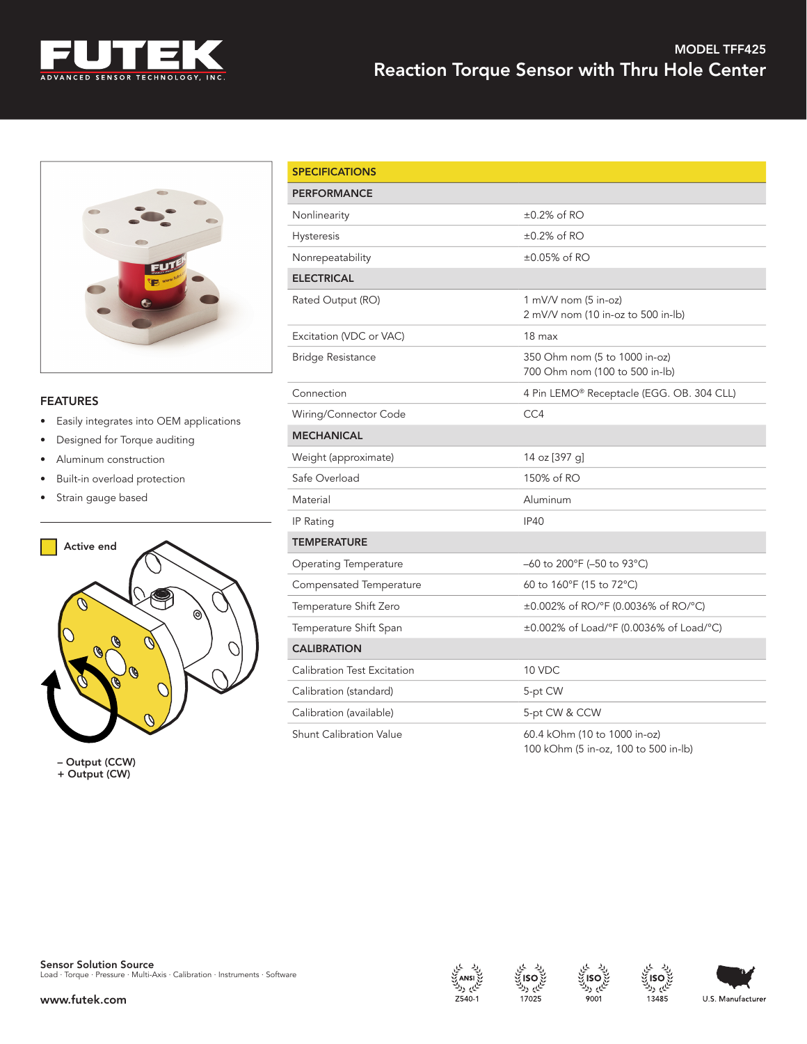# MODEL TFF425

## Reaction Torque Sensor with Thru Hole Center

### FEATURES

- Easily integrates into OEM applications
- Designed for Torque auditing
- Aluminum construction
- Built-in overload protection
- Strain gauge based

Active end

– Output (CCW)
+ Output (CW)

| SPECIFICATIONS | |
|---|---|
| **PERFORMANCE** | |
| Nonlinearity | ±0.2% of RO |
| Hysteresis | ±0.2% of RO |
| Nonrepeatability | ±0.05% of RO |
| **ELECTRICAL** | |
| Rated Output (RO) | 1 mV/V nom (5 in-oz)<br>2 mV/V nom (10 in-oz to 500 in-lb) |
| Excitation (VDC or VAC) | 18 max |
| Bridge Resistance | 350 Ohm nom (5 to 1000 in-oz)<br>700 Ohm nom (100 to 500 in-lb) |
| Connection | 4 Pin LEMO® Receptacle (EGG. OB. 304 CLL) |
| Wiring/Connector Code | CC4 |
| **MECHANICAL** | |
| Weight (approximate) | 14 oz [397 g] |
| Safe Overload | 150% of RO |
| Material | Aluminum |
| IP Rating | IP40 |
| **TEMPERATURE** | |
| Operating Temperature | –60 to 200°F (–50 to 93°C) |
| Compensated Temperature | 60 to 160°F (15 to 72°C) |
| Temperature Shift Zero | ±0.002% of RO/°F (0.0036% of RO/°C) |
| Temperature Shift Span | ±0.002% of Load/°F (0.0036% of Load/°C) |
| **CALIBRATION** | |
| Calibration Test Excitation | 10 VDC |
| Calibration (standard) | 5-pt CW |
| Calibration (available) | 5-pt CW & CCW |
| Shunt Calibration Value | 60.4 kOhm (10 to 1000 in-oz)<br>100 kOhm (5 in-oz, 100 to 500 in-lb) |

**Sensor Solution Source**
Load · Torque · Pressure · Multi-Axis · Calibration · Instruments · Software

www.futek.com

ANSI Z540-1 · ISO 17025 · ISO 9001 · ISO 13485 · U.S. Manufacturer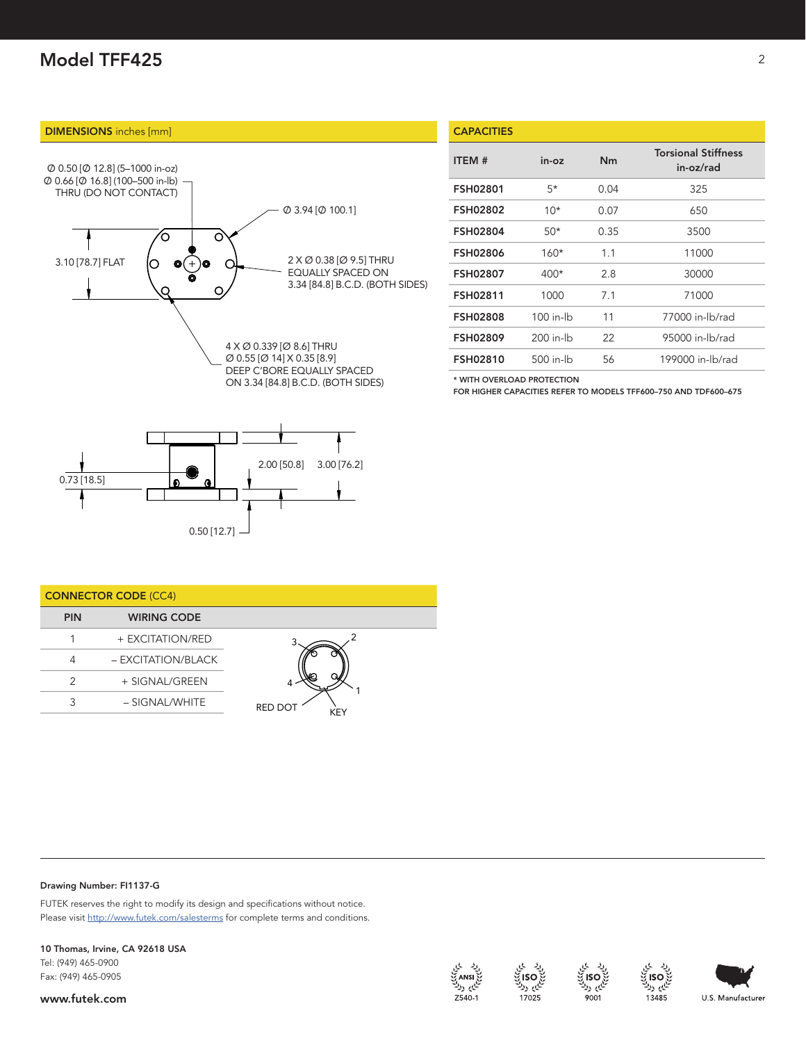# Model TFF425

## DIMENSIONS inches [mm]

Ø 0.50 [Ø 12.8] (5–1000 in-oz)
Ø 0.66 [Ø 16.8] (100–500 in-lb)
THRU (DO NOT CONTACT)

Ø 3.94 [Ø 100.1]

3.10 [78.7] FLAT

2 X Ø 0.38 [Ø 9.5] THRU
EQUALLY SPACED ON
3.34 [84.8] B.C.D. (BOTH SIDES)

4 X Ø 0.339 [Ø 8.6] THRU
Ø 0.55 [Ø 14] X 0.35 [8.9]
DEEP C'BORE EQUALLY SPACED
ON 3.34 [84.8] B.C.D. (BOTH SIDES)

0.73 [18.5]

2.00 [50.8]

3.00 [76.2]

0.50 [12.7]

## CAPACITIES

| ITEM # | in-oz | Nm | Torsional Stiffness in-oz/rad |
|---|---|---|---|
| FSH02801 | 5* | 0.04 | 325 |
| FSH02802 | 10* | 0.07 | 650 |
| FSH02804 | 50* | 0.35 | 3500 |
| FSH02806 | 160* | 1.1 | 11000 |
| FSH02807 | 400* | 2.8 | 30000 |
| FSH02811 | 1000 | 7.1 | 71000 |
| FSH02808 | 100 in-lb | 11 | 77000 in-lb/rad |
| FSH02809 | 200 in-lb | 22 | 95000 in-lb/rad |
| FSH02810 | 500 in-lb | 56 | 199000 in-lb/rad |

* WITH OVERLOAD PROTECTION
FOR HIGHER CAPACITIES REFER TO MODELS TFF600–750 AND TDF600–675

## CONNECTOR CODE (CC4)

| PIN | WIRING CODE |
|---|---|
| 1 | + EXCITATION/RED |
| 4 | – EXCITATION/BLACK |
| 2 | + SIGNAL/GREEN |
| 3 | – SIGNAL/WHITE |

3
2
4
1
RED DOT
KEY

**Drawing Number: FI1137-G**

FUTEK reserves the right to modify its design and specifications without notice.
Please visit http://www.futek.com/salesterms for complete terms and conditions.

**10 Thomas, Irvine, CA 92618 USA**
Tel: (949) 465-0900
Fax: (949) 465-0905

**www.futek.com**

ANSI Z540-1 | ISO 17025 | ISO 9001 | ISO 13485 | U.S. Manufacturer